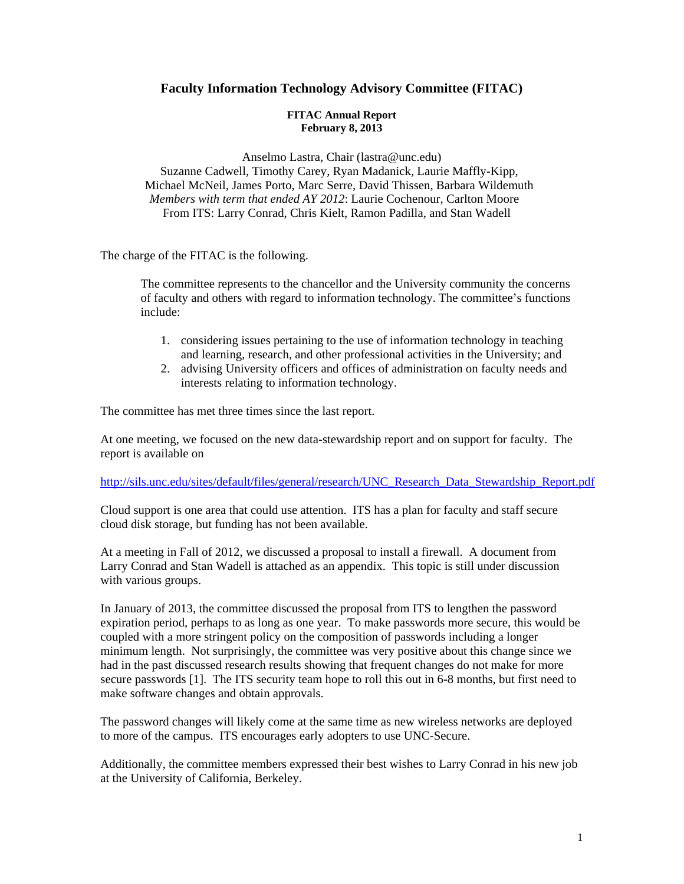# Faculty Information Technology Advisory Committee (FITAC)

**FITAC Annual Report**
**February 8, 2013**

Anselmo Lastra, Chair (lastra@unc.edu)
Suzanne Cadwell, Timothy Carey, Ryan Madanick, Laurie Maffly-Kipp,
Michael McNeil, James Porto, Marc Serre, David Thissen, Barbara Wildemuth
*Members with term that ended AY 2012*: Laurie Cochenour, Carlton Moore
From ITS: Larry Conrad, Chris Kielt, Ramon Padilla, and Stan Wadell

The charge of the FITAC is the following.

> The committee represents to the chancellor and the University community the concerns of faculty and others with regard to information technology. The committee's functions include:
>
> 1. considering issues pertaining to the use of information technology in teaching and learning, research, and other professional activities in the University; and
> 2. advising University officers and offices of administration on faculty needs and interests relating to information technology.

The committee has met three times since the last report.

At one meeting, we focused on the new data-stewardship report and on support for faculty. The report is available on

http://sils.unc.edu/sites/default/files/general/research/UNC_Research_Data_Stewardship_Report.pdf

Cloud support is one area that could use attention. ITS has a plan for faculty and staff secure cloud disk storage, but funding has not been available.

At a meeting in Fall of 2012, we discussed a proposal to install a firewall. A document from Larry Conrad and Stan Wadell is attached as an appendix. This topic is still under discussion with various groups.

In January of 2013, the committee discussed the proposal from ITS to lengthen the password expiration period, perhaps to as long as one year. To make passwords more secure, this would be coupled with a more stringent policy on the composition of passwords including a longer minimum length. Not surprisingly, the committee was very positive about this change since we had in the past discussed research results showing that frequent changes do not make for more secure passwords [1]. The ITS security team hope to roll this out in 6-8 months, but first need to make software changes and obtain approvals.

The password changes will likely come at the same time as new wireless networks are deployed to more of the campus. ITS encourages early adopters to use UNC-Secure.

Additionally, the committee members expressed their best wishes to Larry Conrad in his new job at the University of California, Berkeley.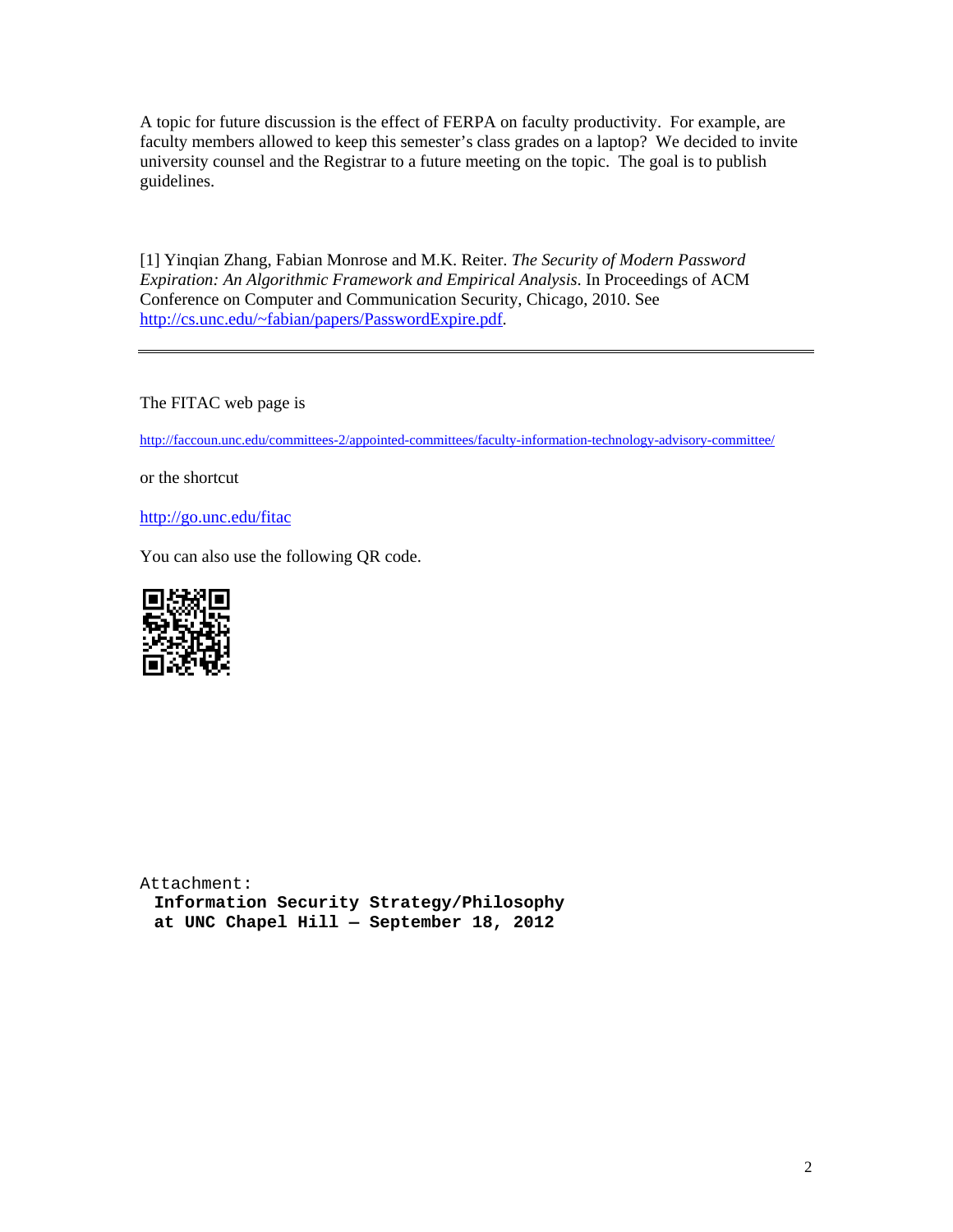A topic for future discussion is the effect of FERPA on faculty productivity. For example, are faculty members allowed to keep this semester's class grades on a laptop? We decided to invite university counsel and the Registrar to a future meeting on the topic. The goal is to publish guidelines.

[1] Yinqian Zhang, Fabian Monrose and M.K. Reiter. *The Security of Modern Password Expiration: An Algorithmic Framework and Empirical Analysis.* In Proceedings of ACM Conference on Computer and Communication Security, Chicago, 2010. See http://cs.unc.edu/~fabian/papers/PasswordExpire.pdf.

---

The FITAC web page is

http://faccoun.unc.edu/committees-2/appointed-committees/faculty-information-technology-advisory-committee/

or the shortcut

http://go.unc.edu/fitac

You can also use the following QR code.

```
Attachment:
  Information Security Strategy/Philosophy
  at UNC Chapel Hill — September 18, 2012
```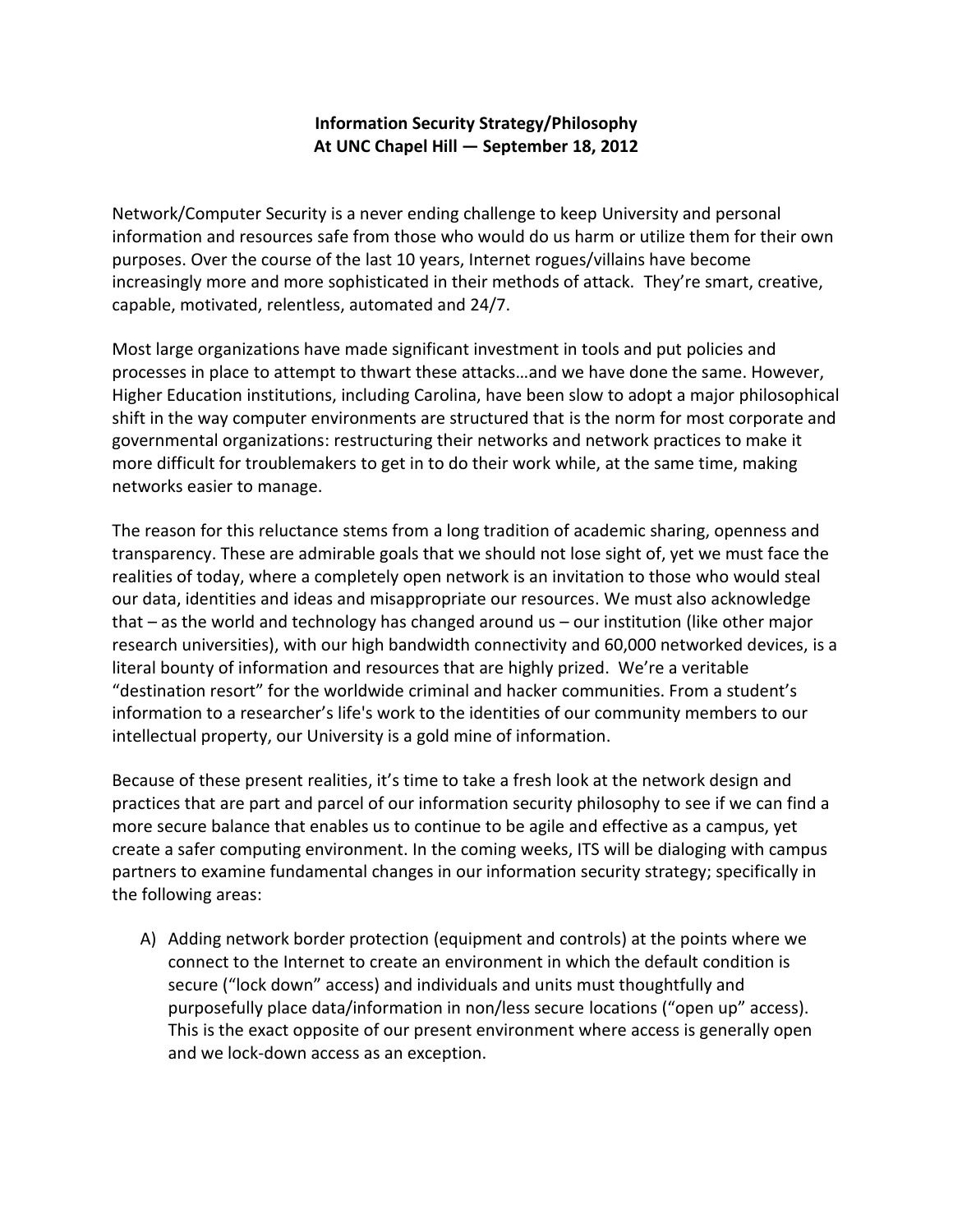**Information Security Strategy/Philosophy**
**At UNC Chapel Hill — September 18, 2012**

Network/Computer Security is a never ending challenge to keep University and personal information and resources safe from those who would do us harm or utilize them for their own purposes. Over the course of the last 10 years, Internet rogues/villains have become increasingly more and more sophisticated in their methods of attack. They're smart, creative, capable, motivated, relentless, automated and 24/7.

Most large organizations have made significant investment in tools and put policies and processes in place to attempt to thwart these attacks…and we have done the same. However, Higher Education institutions, including Carolina, have been slow to adopt a major philosophical shift in the way computer environments are structured that is the norm for most corporate and governmental organizations: restructuring their networks and network practices to make it more difficult for troublemakers to get in to do their work while, at the same time, making networks easier to manage.

The reason for this reluctance stems from a long tradition of academic sharing, openness and transparency. These are admirable goals that we should not lose sight of, yet we must face the realities of today, where a completely open network is an invitation to those who would steal our data, identities and ideas and misappropriate our resources. We must also acknowledge that – as the world and technology has changed around us – our institution (like other major research universities), with our high bandwidth connectivity and 60,000 networked devices, is a literal bounty of information and resources that are highly prized. We're a veritable "destination resort" for the worldwide criminal and hacker communities. From a student's information to a researcher's life's work to the identities of our community members to our intellectual property, our University is a gold mine of information.

Because of these present realities, it's time to take a fresh look at the network design and practices that are part and parcel of our information security philosophy to see if we can find a more secure balance that enables us to continue to be agile and effective as a campus, yet create a safer computing environment. In the coming weeks, ITS will be dialoging with campus partners to examine fundamental changes in our information security strategy; specifically in the following areas:

A) Adding network border protection (equipment and controls) at the points where we connect to the Internet to create an environment in which the default condition is secure ("lock down" access) and individuals and units must thoughtfully and purposefully place data/information in non/less secure locations ("open up" access). This is the exact opposite of our present environment where access is generally open and we lock-down access as an exception.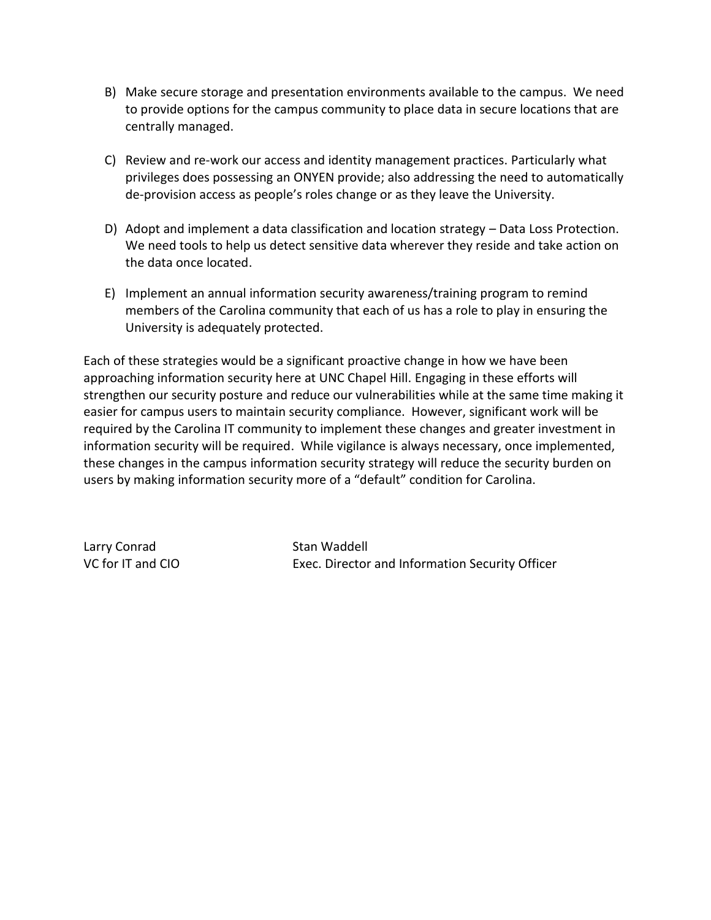B) Make secure storage and presentation environments available to the campus. We need to provide options for the campus community to place data in secure locations that are centrally managed.

C) Review and re-work our access and identity management practices. Particularly what privileges does possessing an ONYEN provide; also addressing the need to automatically de-provision access as people's roles change or as they leave the University.

D) Adopt and implement a data classification and location strategy – Data Loss Protection. We need tools to help us detect sensitive data wherever they reside and take action on the data once located.

E) Implement an annual information security awareness/training program to remind members of the Carolina community that each of us has a role to play in ensuring the University is adequately protected.

Each of these strategies would be a significant proactive change in how we have been approaching information security here at UNC Chapel Hill. Engaging in these efforts will strengthen our security posture and reduce our vulnerabilities while at the same time making it easier for campus users to maintain security compliance. However, significant work will be required by the Carolina IT community to implement these changes and greater investment in information security will be required. While vigilance is always necessary, once implemented, these changes in the campus information security strategy will reduce the security burden on users by making information security more of a "default" condition for Carolina.

Larry Conrad
VC for IT and CIO

Stan Waddell
Exec. Director and Information Security Officer